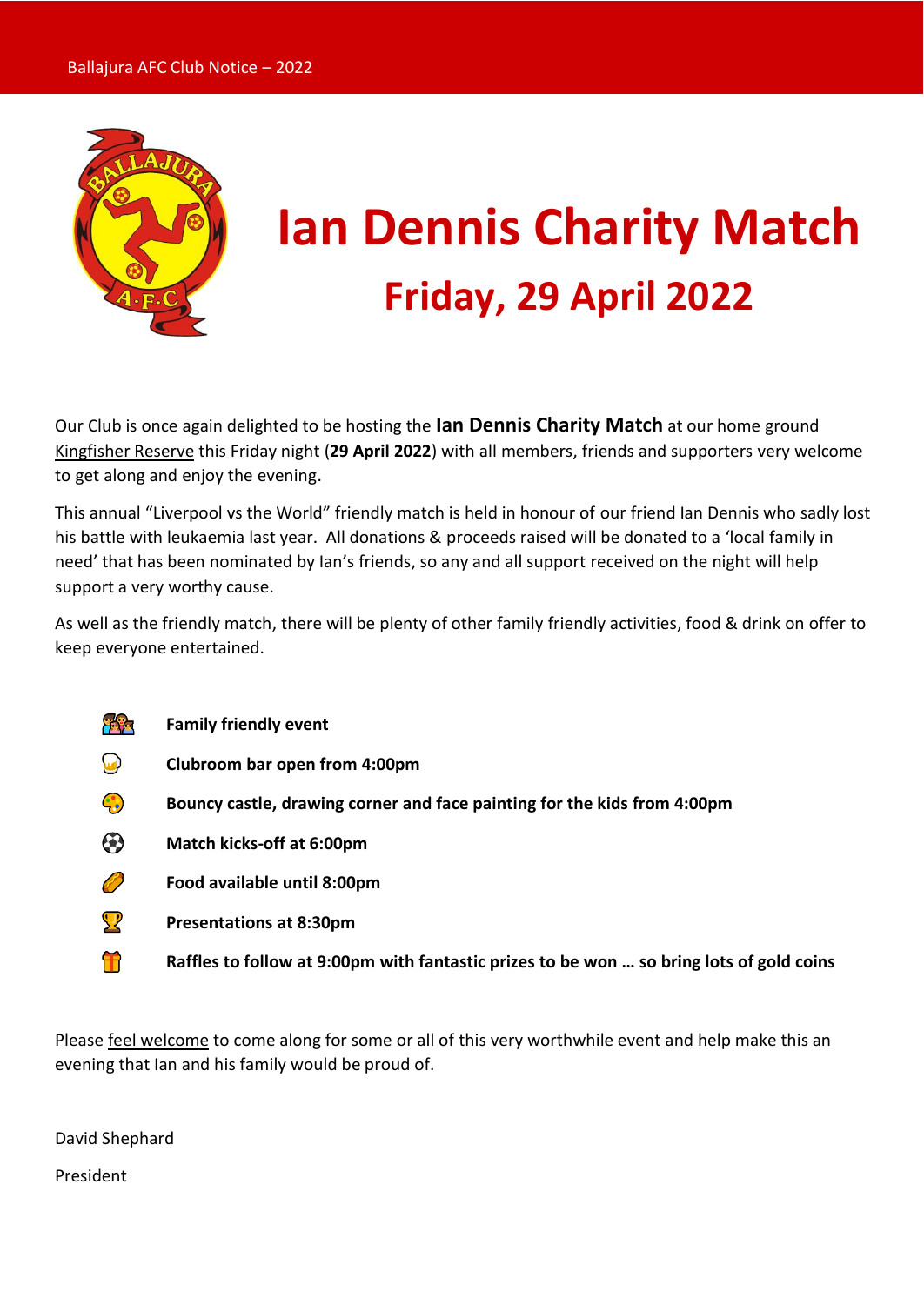Ballajura AFC Club Notice – 2022

# Ian Dennis Charity Match

## Friday, 29 April 2022

Our Club is once again delighted to be hosting the **Ian Dennis Charity Match** at our home ground Kingfisher Reserve this Friday night (**29 April 2022**) with all members, friends and supporters very welcome to get along and enjoy the evening.

This annual "Liverpool vs the World" friendly match is held in honour of our friend Ian Dennis who sadly lost his battle with leukaemia last year. All donations & proceeds raised will be donated to a 'local family in need' that has been nominated by Ian's friends, so any and all support received on the night will help support a very worthy cause.

As well as the friendly match, there will be plenty of other family friendly activities, food & drink on offer to keep everyone entertained.

- 👨‍👩‍👧 **Family friendly event**
- 🍺 **Clubroom bar open from 4:00pm**
- 🎨 **Bouncy castle, drawing corner and face painting for the kids from 4:00pm**
- ⚽ **Match kicks-off at 6:00pm**
- 🌭 **Food available until 8:00pm**
- 🏆 **Presentations at 8:30pm**
- 🎁 **Raffles to follow at 9:00pm with fantastic prizes to be won … so bring lots of gold coins**

Please feel welcome to come along for some or all of this very worthwhile event and help make this an evening that Ian and his family would be proud of.

David Shephard

President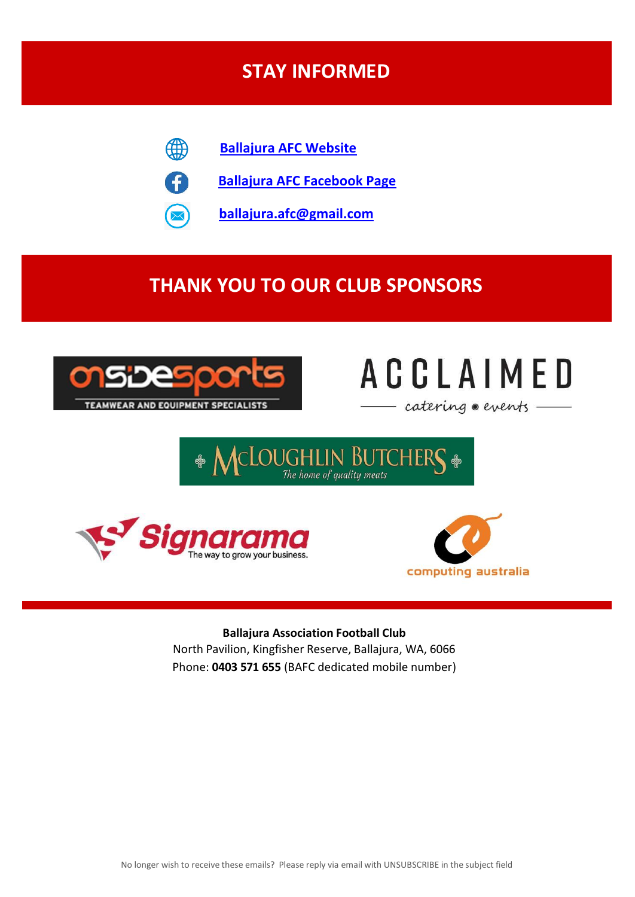## STAY INFORMED

[Ballajura AFC Website](#)

[Ballajura AFC Facebook Page](#)

[ballajura.afc@gmail.com](mailto:ballajura.afc@gmail.com)

## THANK YOU TO OUR CLUB SPONSORS

onsidesports
TEAMWEAR AND EQUIPMENT SPECIALISTS

ACCLAIMED
catering • events

McLOUGHLIN BUTCHERS
The home of quality meats

Signarama
The way to grow your business.

computing australia

**Ballajura Association Football Club**
North Pavilion, Kingfisher Reserve, Ballajura, WA, 6066
Phone: **0403 571 655** (BAFC dedicated mobile number)

No longer wish to receive these emails? Please reply via email with UNSUBSCRIBE in the subject field